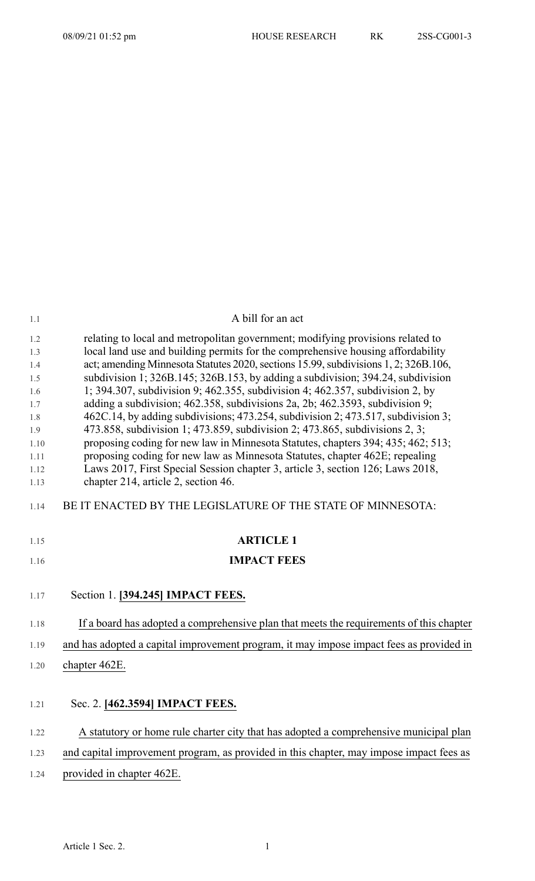A bill for an act

relating to local and metropolitan government; modifying provisions related to local land use and building permits for the comprehensive housing affordability act; amending Minnesota Statutes 2020, sections 15.99, subdivisions 1, 2; 326B.106, subdivision 1; 326B.145; 326B.153, by adding a subdivision; 394.24, subdivision 1; 394.307, subdivision 9; 462.355, subdivision 4; 462.357, subdivision 2, by adding a subdivision; 462.358, subdivisions 2a, 2b; 462.3593, subdivision 9; 462C.14, by adding subdivisions; 473.254, subdivision 2; 473.517, subdivision 3; 473.858, subdivision 1; 473.859, subdivision 2; 473.865, subdivisions 2, 3; proposing coding for new law in Minnesota Statutes, chapters 394; 435; 462; 513; proposing coding for new law as Minnesota Statutes, chapter 462E; repealing Laws 2017, First Special Session chapter 3, article 3, section 126; Laws 2018, chapter 214, article 2, section 46.

BE IT ENACTED BY THE LEGISLATURE OF THE STATE OF MINNESOTA:

## ARTICLE 1

## IMPACT FEES

Section 1. **[394.245] IMPACT FEES.**

If a board has adopted a comprehensive plan that meets the requirements of this chapter and has adopted a capital improvement program, it may impose impact fees as provided in chapter 462E.

Sec. 2. **[462.3594] IMPACT FEES.**

A statutory or home rule charter city that has adopted a comprehensive municipal plan and capital improvement program, as provided in this chapter, may impose impact fees as provided in chapter 462E.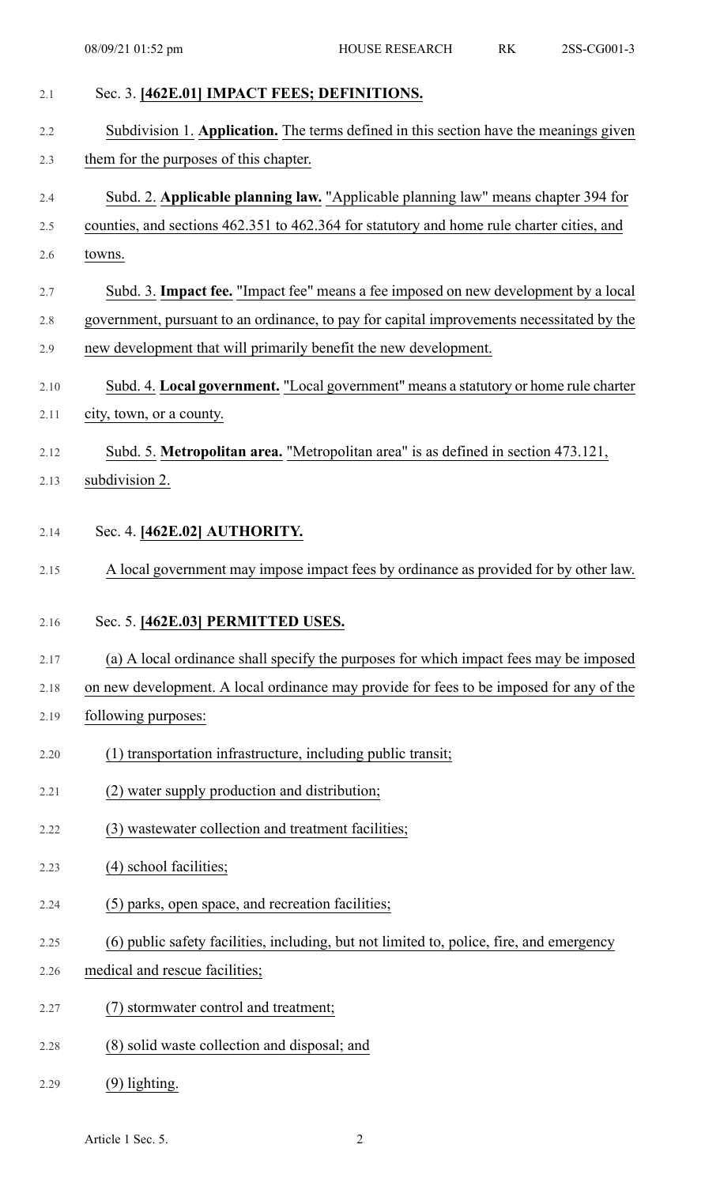Sec. 3. **[462E.01] IMPACT FEES; DEFINITIONS.**

Subdivision 1. **Application.** The terms defined in this section have the meanings given them for the purposes of this chapter.

Subd. 2. **Applicable planning law.** "Applicable planning law" means chapter 394 for counties, and sections 462.351 to 462.364 for statutory and home rule charter cities, and towns.

Subd. 3. **Impact fee.** "Impact fee" means a fee imposed on new development by a local government, pursuant to an ordinance, to pay for capital improvements necessitated by the new development that will primarily benefit the new development.

Subd. 4. **Local government.** "Local government" means a statutory or home rule charter city, town, or a county.

Subd. 5. **Metropolitan area.** "Metropolitan area" is as defined in section 473.121, subdivision 2.

Sec. 4. **[462E.02] AUTHORITY.**

A local government may impose impact fees by ordinance as provided for by other law.

Sec. 5. **[462E.03] PERMITTED USES.**

(a) A local ordinance shall specify the purposes for which impact fees may be imposed on new development. A local ordinance may provide for fees to be imposed for any of the following purposes:

(1) transportation infrastructure, including public transit;

(2) water supply production and distribution;

(3) wastewater collection and treatment facilities;

(4) school facilities;

(5) parks, open space, and recreation facilities;

(6) public safety facilities, including, but not limited to, police, fire, and emergency medical and rescue facilities;

(7) stormwater control and treatment;

(8) solid waste collection and disposal; and

(9) lighting.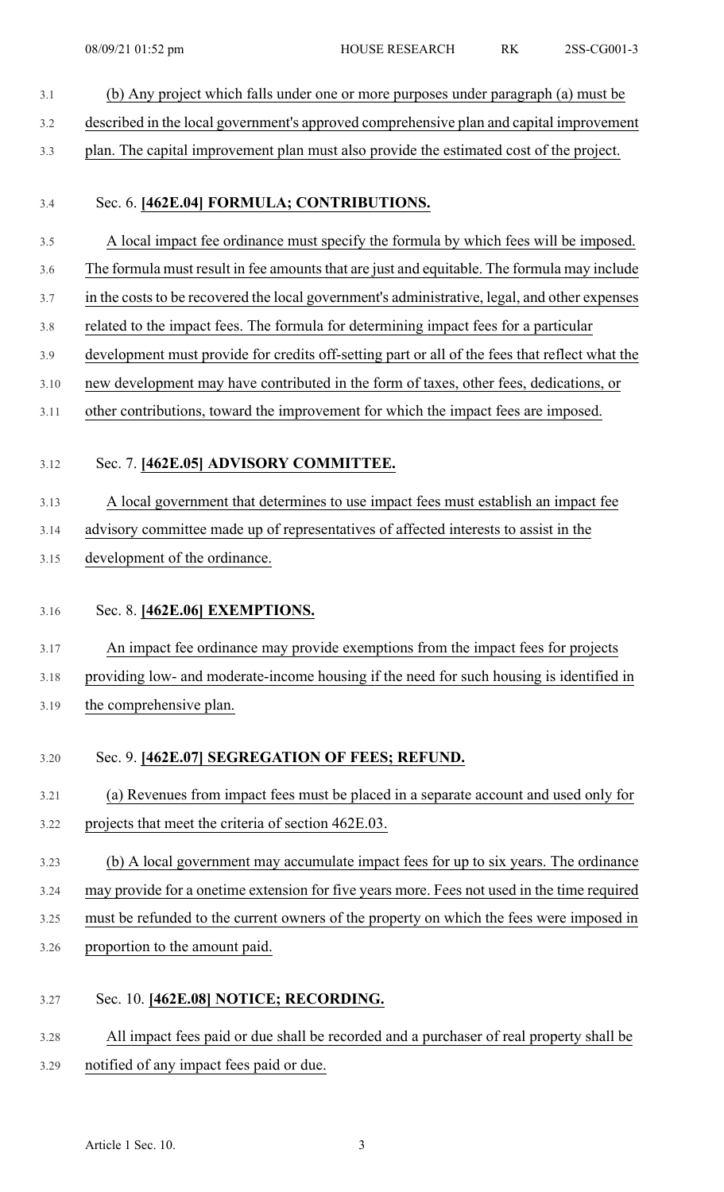(b) Any project which falls under one or more purposes under paragraph (a) must be described in the local government's approved comprehensive plan and capital improvement plan. The capital improvement plan must also provide the estimated cost of the project.

Sec. 6. **[462E.04] FORMULA; CONTRIBUTIONS.**

A local impact fee ordinance must specify the formula by which fees will be imposed. The formula must result in fee amounts that are just and equitable. The formula may include in the costs to be recovered the local government's administrative, legal, and other expenses related to the impact fees. The formula for determining impact fees for a particular development must provide for credits off-setting part or all of the fees that reflect what the new development may have contributed in the form of taxes, other fees, dedications, or other contributions, toward the improvement for which the impact fees are imposed.

Sec. 7. **[462E.05] ADVISORY COMMITTEE.**

A local government that determines to use impact fees must establish an impact fee advisory committee made up of representatives of affected interests to assist in the development of the ordinance.

Sec. 8. **[462E.06] EXEMPTIONS.**

An impact fee ordinance may provide exemptions from the impact fees for projects providing low- and moderate-income housing if the need for such housing is identified in the comprehensive plan.

Sec. 9. **[462E.07] SEGREGATION OF FEES; REFUND.**

(a) Revenues from impact fees must be placed in a separate account and used only for projects that meet the criteria of section 462E.03.

(b) A local government may accumulate impact fees for up to six years. The ordinance may provide for a onetime extension for five years more. Fees not used in the time required must be refunded to the current owners of the property on which the fees were imposed in proportion to the amount paid.

Sec. 10. **[462E.08] NOTICE; RECORDING.**

All impact fees paid or due shall be recorded and a purchaser of real property shall be notified of any impact fees paid or due.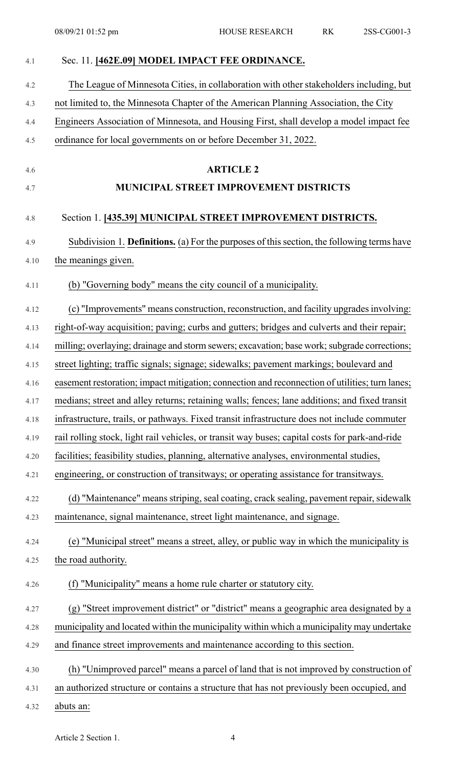Sec. 11. **[462E.09] MODEL IMPACT FEE ORDINANCE.**

The League of Minnesota Cities, in collaboration with other stakeholders including, but not limited to, the Minnesota Chapter of the American Planning Association, the City Engineers Association of Minnesota, and Housing First, shall develop a model impact fee ordinance for local governments on or before December 31, 2022.

## ARTICLE 2

## MUNICIPAL STREET IMPROVEMENT DISTRICTS

Section 1. **[435.39] MUNICIPAL STREET IMPROVEMENT DISTRICTS.**

Subdivision 1. **Definitions.** (a) For the purposes of this section, the following terms have the meanings given.

(b) "Governing body" means the city council of a municipality.

(c) "Improvements" means construction, reconstruction, and facility upgrades involving: right-of-way acquisition; paving; curbs and gutters; bridges and culverts and their repair; milling; overlaying; drainage and storm sewers; excavation; base work; subgrade corrections; street lighting; traffic signals; signage; sidewalks; pavement markings; boulevard and easement restoration; impact mitigation; connection and reconnection of utilities; turn lanes; medians; street and alley returns; retaining walls; fences; lane additions; and fixed transit infrastructure, trails, or pathways. Fixed transit infrastructure does not include commuter rail rolling stock, light rail vehicles, or transit way buses; capital costs for park-and-ride facilities; feasibility studies, planning, alternative analyses, environmental studies, engineering, or construction of transitways; or operating assistance for transitways.

(d) "Maintenance" means striping, seal coating, crack sealing, pavement repair, sidewalk maintenance, signal maintenance, street light maintenance, and signage.

(e) "Municipal street" means a street, alley, or public way in which the municipality is the road authority.

(f) "Municipality" means a home rule charter or statutory city.

(g) "Street improvement district" or "district" means a geographic area designated by a municipality and located within the municipality within which a municipality may undertake and finance street improvements and maintenance according to this section.

(h) "Unimproved parcel" means a parcel of land that is not improved by construction of an authorized structure or contains a structure that has not previously been occupied, and abuts an: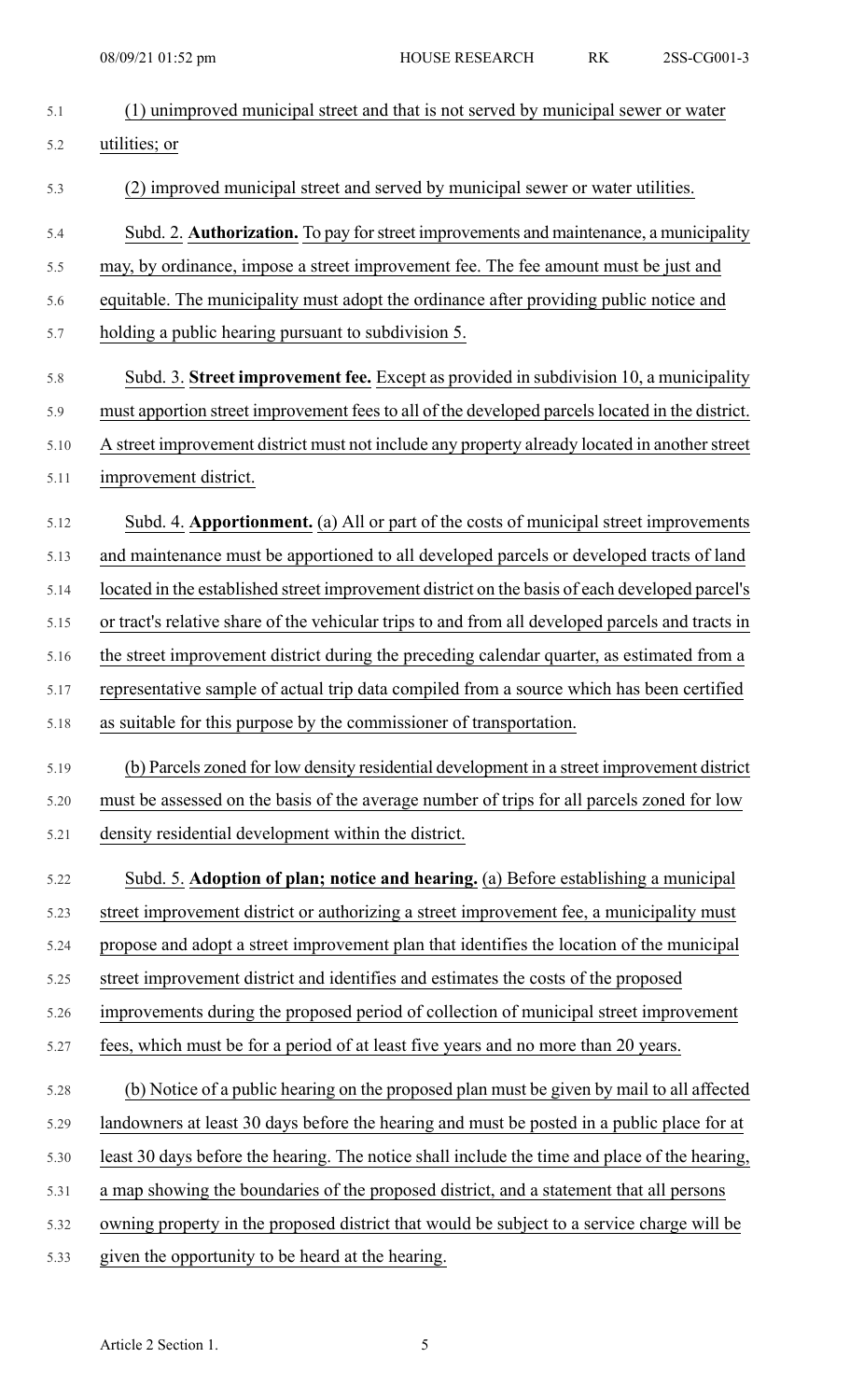(1) unimproved municipal street and that is not served by municipal sewer or water utilities; or

(2) improved municipal street and served by municipal sewer or water utilities.

Subd. 2. **Authorization.** To pay for street improvements and maintenance, a municipality may, by ordinance, impose a street improvement fee. The fee amount must be just and equitable. The municipality must adopt the ordinance after providing public notice and holding a public hearing pursuant to subdivision 5.

Subd. 3. **Street improvement fee.** Except as provided in subdivision 10, a municipality must apportion street improvement fees to all of the developed parcels located in the district. A street improvement district must not include any property already located in another street improvement district.

Subd. 4. **Apportionment.** (a) All or part of the costs of municipal street improvements and maintenance must be apportioned to all developed parcels or developed tracts of land located in the established street improvement district on the basis of each developed parcel's or tract's relative share of the vehicular trips to and from all developed parcels and tracts in the street improvement district during the preceding calendar quarter, as estimated from a representative sample of actual trip data compiled from a source which has been certified as suitable for this purpose by the commissioner of transportation.

(b) Parcels zoned for low density residential development in a street improvement district must be assessed on the basis of the average number of trips for all parcels zoned for low density residential development within the district.

Subd. 5. **Adoption of plan; notice and hearing.** (a) Before establishing a municipal street improvement district or authorizing a street improvement fee, a municipality must propose and adopt a street improvement plan that identifies the location of the municipal street improvement district and identifies and estimates the costs of the proposed improvements during the proposed period of collection of municipal street improvement fees, which must be for a period of at least five years and no more than 20 years.

(b) Notice of a public hearing on the proposed plan must be given by mail to all affected landowners at least 30 days before the hearing and must be posted in a public place for at least 30 days before the hearing. The notice shall include the time and place of the hearing, a map showing the boundaries of the proposed district, and a statement that all persons owning property in the proposed district that would be subject to a service charge will be given the opportunity to be heard at the hearing.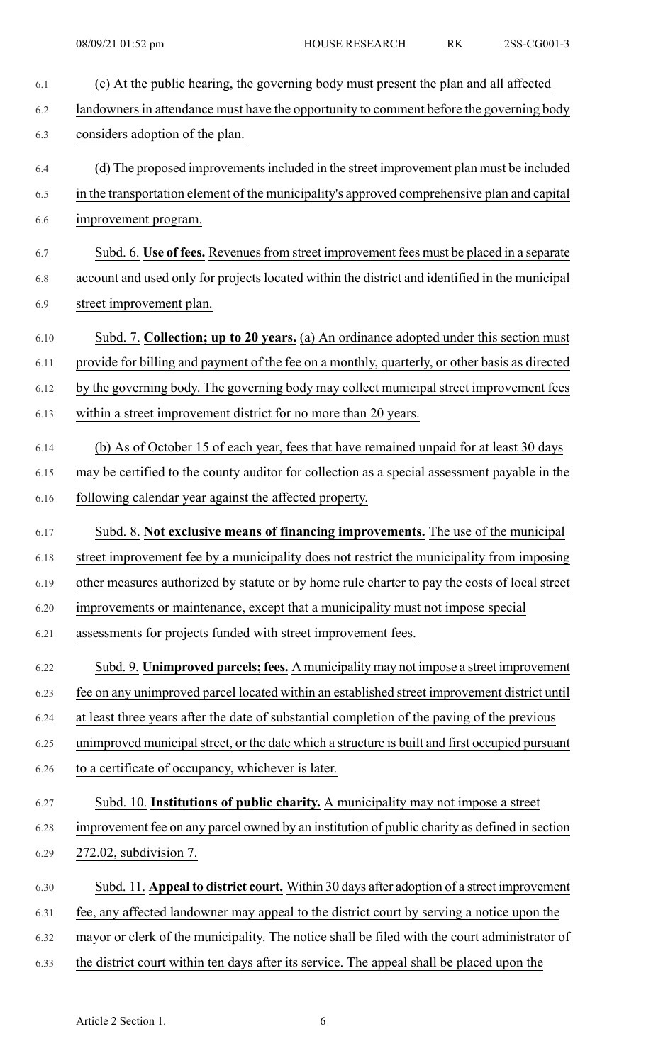(c) At the public hearing, the governing body must present the plan and all affected landowners in attendance must have the opportunity to comment before the governing body considers adoption of the plan.

(d) The proposed improvements included in the street improvement plan must be included in the transportation element of the municipality's approved comprehensive plan and capital improvement program.

Subd. 6. **Use of fees.** Revenues from street improvement fees must be placed in a separate account and used only for projects located within the district and identified in the municipal street improvement plan.

Subd. 7. **Collection; up to 20 years.** (a) An ordinance adopted under this section must provide for billing and payment of the fee on a monthly, quarterly, or other basis as directed by the governing body. The governing body may collect municipal street improvement fees within a street improvement district for no more than 20 years.

(b) As of October 15 of each year, fees that have remained unpaid for at least 30 days may be certified to the county auditor for collection as a special assessment payable in the following calendar year against the affected property.

Subd. 8. **Not exclusive means of financing improvements.** The use of the municipal street improvement fee by a municipality does not restrict the municipality from imposing other measures authorized by statute or by home rule charter to pay the costs of local street improvements or maintenance, except that a municipality must not impose special assessments for projects funded with street improvement fees.

Subd. 9. **Unimproved parcels; fees.** A municipality may not impose a street improvement fee on any unimproved parcel located within an established street improvement district until at least three years after the date of substantial completion of the paving of the previous unimproved municipal street, or the date which a structure is built and first occupied pursuant to a certificate of occupancy, whichever is later.

Subd. 10. **Institutions of public charity.** A municipality may not impose a street improvement fee on any parcel owned by an institution of public charity as defined in section 272.02, subdivision 7.

Subd. 11. **Appeal to district court.** Within 30 days after adoption of a street improvement fee, any affected landowner may appeal to the district court by serving a notice upon the mayor or clerk of the municipality. The notice shall be filed with the court administrator of the district court within ten days after its service. The appeal shall be placed upon the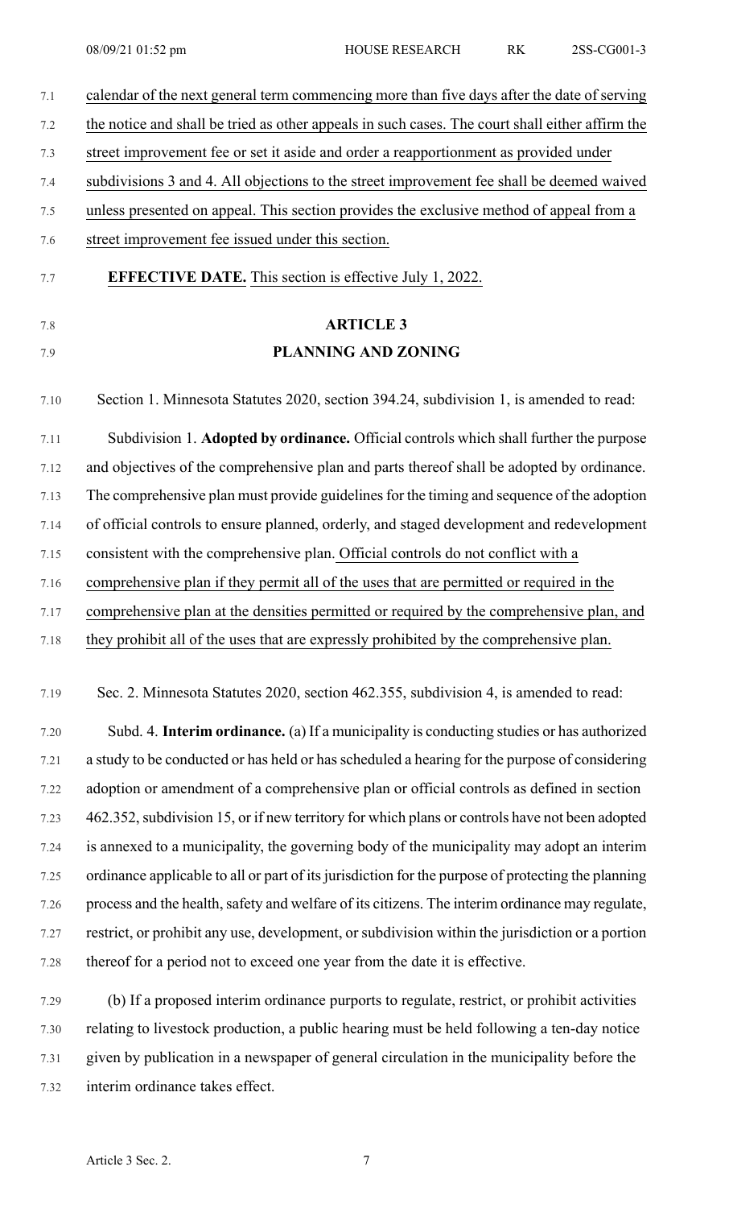calendar of the next general term commencing more than five days after the date of serving the notice and shall be tried as other appeals in such cases. The court shall either affirm the street improvement fee or set it aside and order a reapportionment as provided under subdivisions 3 and 4. All objections to the street improvement fee shall be deemed waived unless presented on appeal. This section provides the exclusive method of appeal from a street improvement fee issued under this section.

**EFFECTIVE DATE.** This section is effective July 1, 2022.

## ARTICLE 3
## PLANNING AND ZONING

Section 1. Minnesota Statutes 2020, section 394.24, subdivision 1, is amended to read:

Subdivision 1. **Adopted by ordinance.** Official controls which shall further the purpose and objectives of the comprehensive plan and parts thereof shall be adopted by ordinance. The comprehensive plan must provide guidelines for the timing and sequence of the adoption of official controls to ensure planned, orderly, and staged development and redevelopment consistent with the comprehensive plan. Official controls do not conflict with a comprehensive plan if they permit all of the uses that are permitted or required in the comprehensive plan at the densities permitted or required by the comprehensive plan, and they prohibit all of the uses that are expressly prohibited by the comprehensive plan.

Sec. 2. Minnesota Statutes 2020, section 462.355, subdivision 4, is amended to read:

Subd. 4. **Interim ordinance.** (a) If a municipality is conducting studies or has authorized a study to be conducted or has held or has scheduled a hearing for the purpose of considering adoption or amendment of a comprehensive plan or official controls as defined in section 462.352, subdivision 15, or if new territory for which plans or controls have not been adopted is annexed to a municipality, the governing body of the municipality may adopt an interim ordinance applicable to all or part of its jurisdiction for the purpose of protecting the planning process and the health, safety and welfare of its citizens. The interim ordinance may regulate, restrict, or prohibit any use, development, or subdivision within the jurisdiction or a portion thereof for a period not to exceed one year from the date it is effective.

(b) If a proposed interim ordinance purports to regulate, restrict, or prohibit activities relating to livestock production, a public hearing must be held following a ten-day notice given by publication in a newspaper of general circulation in the municipality before the interim ordinance takes effect.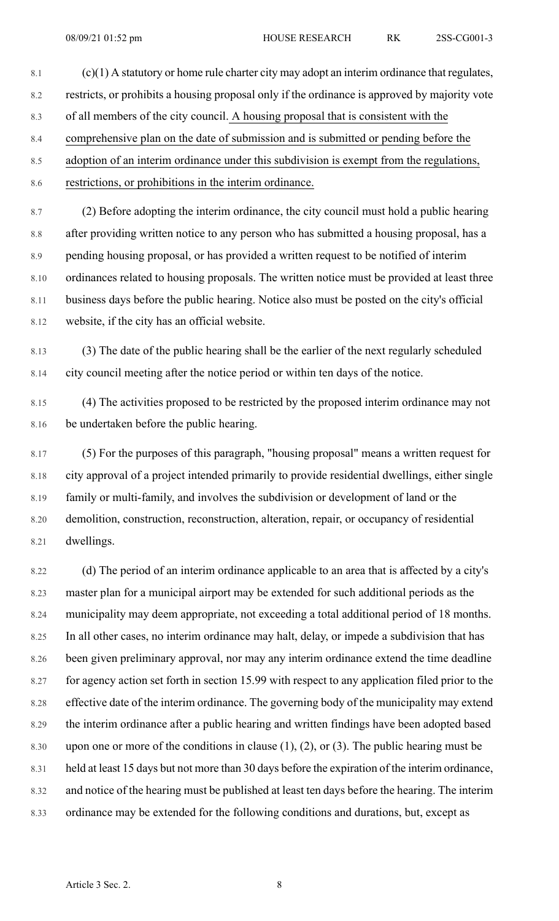(c)(1) A statutory or home rule charter city may adopt an interim ordinance that regulates, restricts, or prohibits a housing proposal only if the ordinance is approved by majority vote of all members of the city council. A housing proposal that is consistent with the comprehensive plan on the date of submission and is submitted or pending before the adoption of an interim ordinance under this subdivision is exempt from the regulations, restrictions, or prohibitions in the interim ordinance.

(2) Before adopting the interim ordinance, the city council must hold a public hearing after providing written notice to any person who has submitted a housing proposal, has a pending housing proposal, or has provided a written request to be notified of interim ordinances related to housing proposals. The written notice must be provided at least three business days before the public hearing. Notice also must be posted on the city's official website, if the city has an official website.

(3) The date of the public hearing shall be the earlier of the next regularly scheduled city council meeting after the notice period or within ten days of the notice.

(4) The activities proposed to be restricted by the proposed interim ordinance may not be undertaken before the public hearing.

(5) For the purposes of this paragraph, "housing proposal" means a written request for city approval of a project intended primarily to provide residential dwellings, either single family or multi-family, and involves the subdivision or development of land or the demolition, construction, reconstruction, alteration, repair, or occupancy of residential dwellings.

(d) The period of an interim ordinance applicable to an area that is affected by a city's master plan for a municipal airport may be extended for such additional periods as the municipality may deem appropriate, not exceeding a total additional period of 18 months. In all other cases, no interim ordinance may halt, delay, or impede a subdivision that has been given preliminary approval, nor may any interim ordinance extend the time deadline for agency action set forth in section 15.99 with respect to any application filed prior to the effective date of the interim ordinance. The governing body of the municipality may extend the interim ordinance after a public hearing and written findings have been adopted based upon one or more of the conditions in clause (1), (2), or (3). The public hearing must be held at least 15 days but not more than 30 days before the expiration of the interim ordinance, and notice of the hearing must be published at least ten days before the hearing. The interim ordinance may be extended for the following conditions and durations, but, except as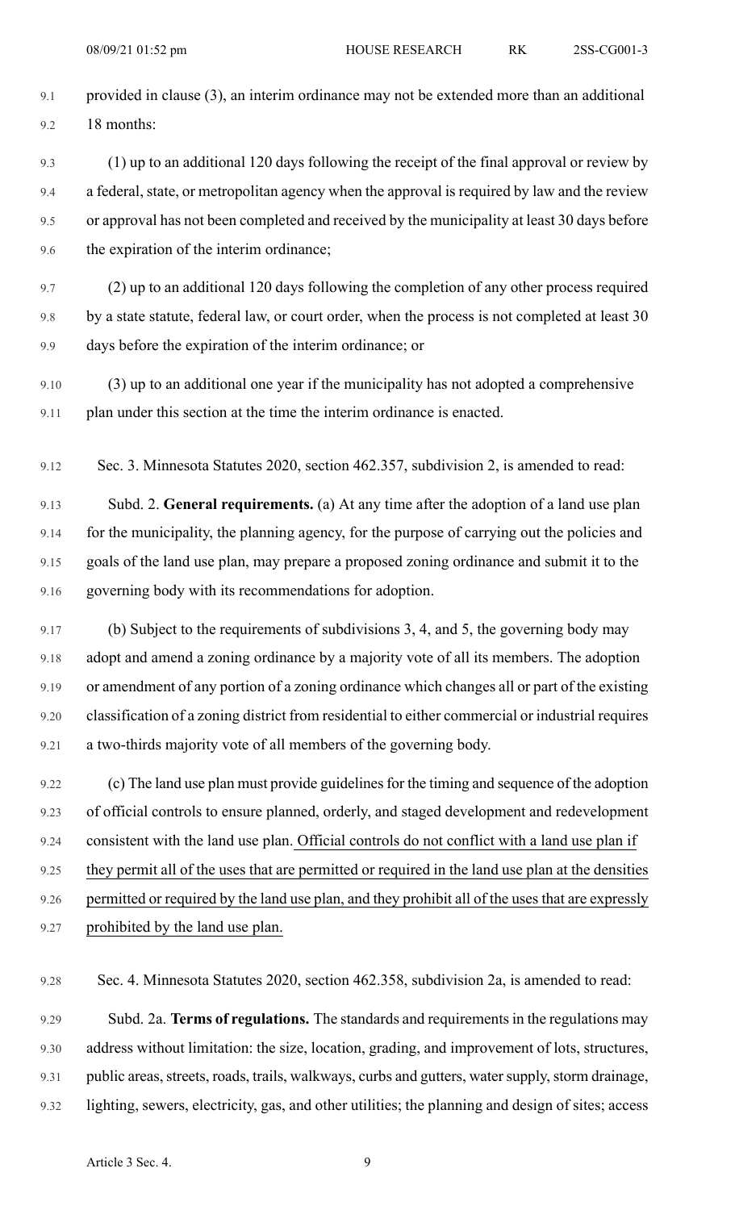provided in clause (3), an interim ordinance may not be extended more than an additional 18 months:

(1) up to an additional 120 days following the receipt of the final approval or review by a federal, state, or metropolitan agency when the approval is required by law and the review or approval has not been completed and received by the municipality at least 30 days before the expiration of the interim ordinance;

(2) up to an additional 120 days following the completion of any other process required by a state statute, federal law, or court order, when the process is not completed at least 30 days before the expiration of the interim ordinance; or

(3) up to an additional one year if the municipality has not adopted a comprehensive plan under this section at the time the interim ordinance is enacted.

Sec. 3. Minnesota Statutes 2020, section 462.357, subdivision 2, is amended to read:

Subd. 2. **General requirements.** (a) At any time after the adoption of a land use plan for the municipality, the planning agency, for the purpose of carrying out the policies and goals of the land use plan, may prepare a proposed zoning ordinance and submit it to the governing body with its recommendations for adoption.

(b) Subject to the requirements of subdivisions 3, 4, and 5, the governing body may adopt and amend a zoning ordinance by a majority vote of all its members. The adoption or amendment of any portion of a zoning ordinance which changes all or part of the existing classification of a zoning district from residential to either commercial or industrial requires a two-thirds majority vote of all members of the governing body.

(c) The land use plan must provide guidelines for the timing and sequence of the adoption of official controls to ensure planned, orderly, and staged development and redevelopment consistent with the land use plan. <u>Official controls do not conflict with a land use plan if they permit all of the uses that are permitted or required in the land use plan at the densities permitted or required by the land use plan, and they prohibit all of the uses that are expressly prohibited by the land use plan.</u>

Sec. 4. Minnesota Statutes 2020, section 462.358, subdivision 2a, is amended to read:

Subd. 2a. **Terms of regulations.** The standards and requirements in the regulations may address without limitation: the size, location, grading, and improvement of lots, structures, public areas, streets, roads, trails, walkways, curbs and gutters, water supply, storm drainage, lighting, sewers, electricity, gas, and other utilities; the planning and design of sites; access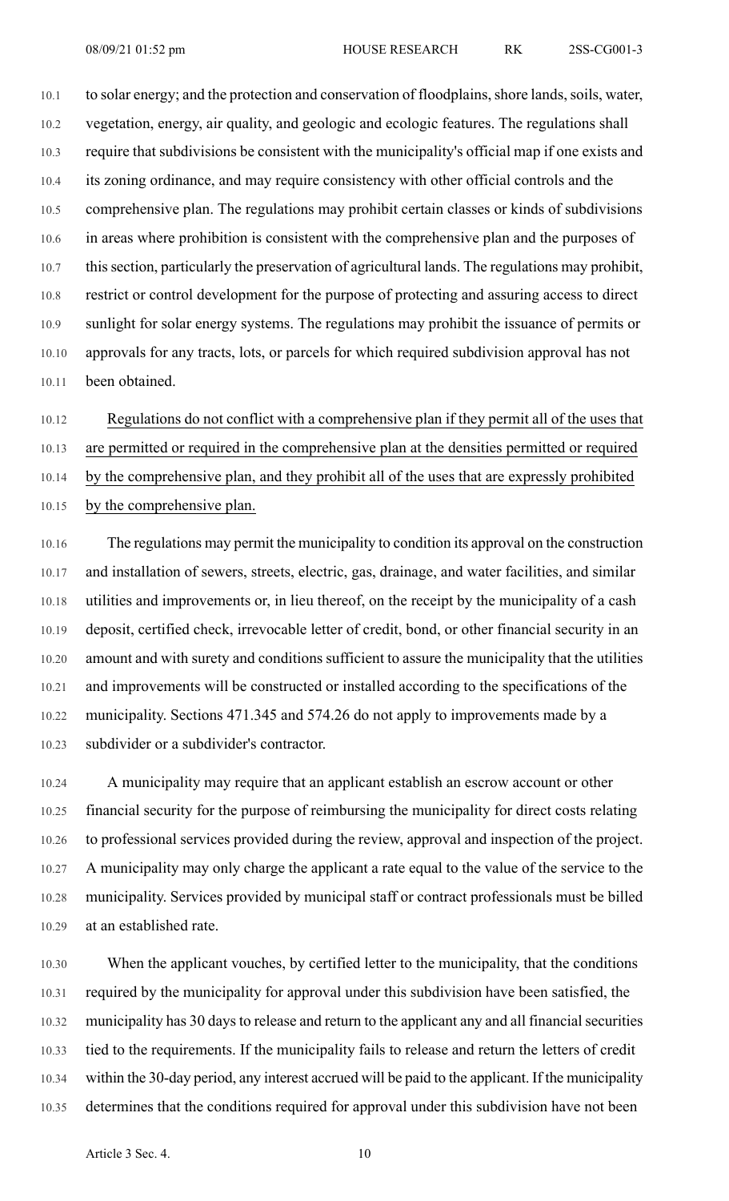to solar energy; and the protection and conservation of floodplains, shore lands, soils, water, vegetation, energy, air quality, and geologic and ecologic features. The regulations shall require that subdivisions be consistent with the municipality's official map if one exists and its zoning ordinance, and may require consistency with other official controls and the comprehensive plan. The regulations may prohibit certain classes or kinds of subdivisions in areas where prohibition is consistent with the comprehensive plan and the purposes of this section, particularly the preservation of agricultural lands. The regulations may prohibit, restrict or control development for the purpose of protecting and assuring access to direct sunlight for solar energy systems. The regulations may prohibit the issuance of permits or approvals for any tracts, lots, or parcels for which required subdivision approval has not been obtained.

Regulations do not conflict with a comprehensive plan if they permit all of the uses that are permitted or required in the comprehensive plan at the densities permitted or required by the comprehensive plan, and they prohibit all of the uses that are expressly prohibited by the comprehensive plan.

The regulations may permit the municipality to condition its approval on the construction and installation of sewers, streets, electric, gas, drainage, and water facilities, and similar utilities and improvements or, in lieu thereof, on the receipt by the municipality of a cash deposit, certified check, irrevocable letter of credit, bond, or other financial security in an amount and with surety and conditions sufficient to assure the municipality that the utilities and improvements will be constructed or installed according to the specifications of the municipality. Sections 471.345 and 574.26 do not apply to improvements made by a subdivider or a subdivider's contractor.

A municipality may require that an applicant establish an escrow account or other financial security for the purpose of reimbursing the municipality for direct costs relating to professional services provided during the review, approval and inspection of the project. A municipality may only charge the applicant a rate equal to the value of the service to the municipality. Services provided by municipal staff or contract professionals must be billed at an established rate.

When the applicant vouches, by certified letter to the municipality, that the conditions required by the municipality for approval under this subdivision have been satisfied, the municipality has 30 days to release and return to the applicant any and all financial securities tied to the requirements. If the municipality fails to release and return the letters of credit within the 30-day period, any interest accrued will be paid to the applicant. If the municipality determines that the conditions required for approval under this subdivision have not been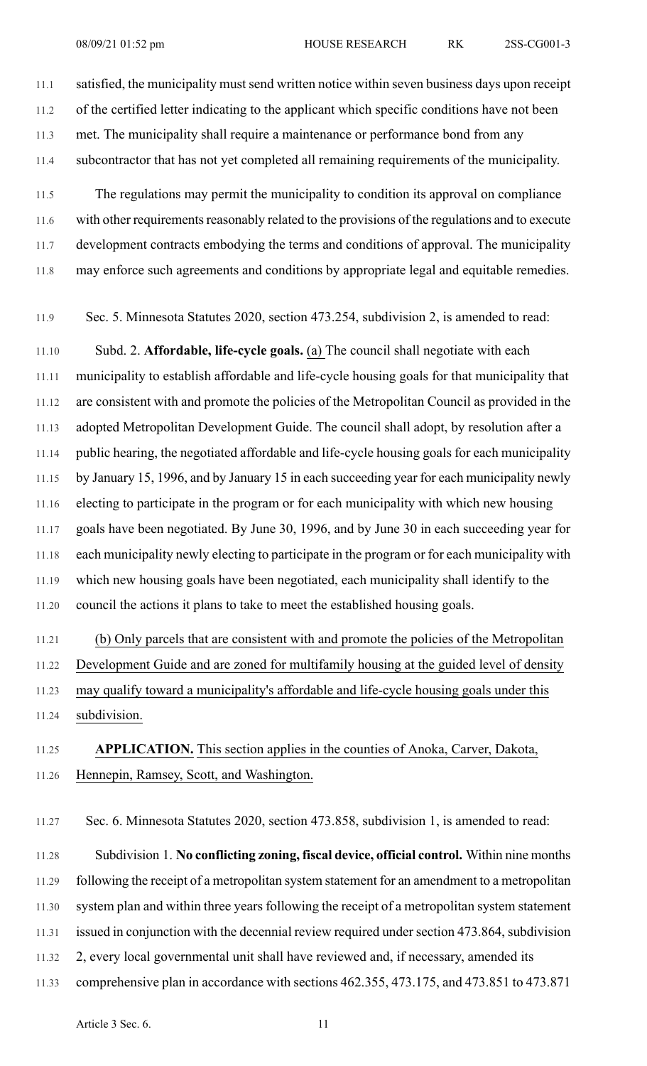satisfied, the municipality must send written notice within seven business days upon receipt of the certified letter indicating to the applicant which specific conditions have not been met. The municipality shall require a maintenance or performance bond from any subcontractor that has not yet completed all remaining requirements of the municipality.

The regulations may permit the municipality to condition its approval on compliance with other requirements reasonably related to the provisions of the regulations and to execute development contracts embodying the terms and conditions of approval. The municipality may enforce such agreements and conditions by appropriate legal and equitable remedies.

Sec. 5. Minnesota Statutes 2020, section 473.254, subdivision 2, is amended to read:

Subd. 2. **Affordable, life-cycle goals.** (a) The council shall negotiate with each municipality to establish affordable and life-cycle housing goals for that municipality that are consistent with and promote the policies of the Metropolitan Council as provided in the adopted Metropolitan Development Guide. The council shall adopt, by resolution after a public hearing, the negotiated affordable and life-cycle housing goals for each municipality by January 15, 1996, and by January 15 in each succeeding year for each municipality newly electing to participate in the program or for each municipality with which new housing goals have been negotiated. By June 30, 1996, and by June 30 in each succeeding year for each municipality newly electing to participate in the program or for each municipality with which new housing goals have been negotiated, each municipality shall identify to the council the actions it plans to take to meet the established housing goals.

(b) Only parcels that are consistent with and promote the policies of the Metropolitan Development Guide and are zoned for multifamily housing at the guided level of density may qualify toward a municipality's affordable and life-cycle housing goals under this subdivision.

**APPLICATION.** This section applies in the counties of Anoka, Carver, Dakota, Hennepin, Ramsey, Scott, and Washington.

Sec. 6. Minnesota Statutes 2020, section 473.858, subdivision 1, is amended to read:

Subdivision 1. **No conflicting zoning, fiscal device, official control.** Within nine months following the receipt of a metropolitan system statement for an amendment to a metropolitan system plan and within three years following the receipt of a metropolitan system statement issued in conjunction with the decennial review required under section 473.864, subdivision 2, every local governmental unit shall have reviewed and, if necessary, amended its comprehensive plan in accordance with sections 462.355, 473.175, and 473.851 to 473.871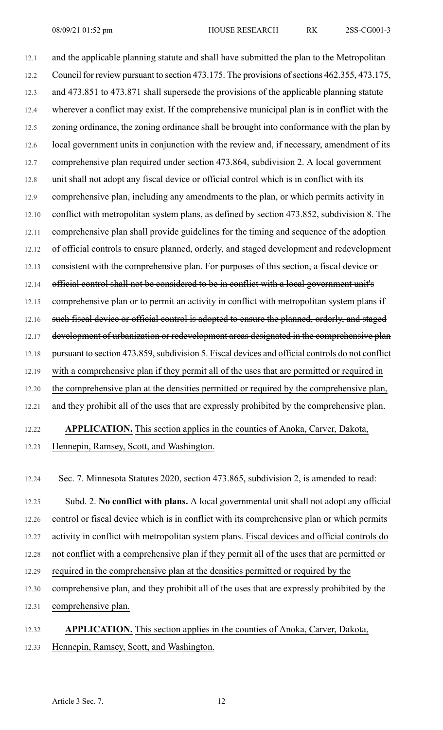and the applicable planning statute and shall have submitted the plan to the Metropolitan Council for review pursuant to section 473.175. The provisions of sections 462.355, 473.175, and 473.851 to 473.871 shall supersede the provisions of the applicable planning statute wherever a conflict may exist. If the comprehensive municipal plan is in conflict with the zoning ordinance, the zoning ordinance shall be brought into conformance with the plan by local government units in conjunction with the review and, if necessary, amendment of its comprehensive plan required under section 473.864, subdivision 2. A local government unit shall not adopt any fiscal device or official control which is in conflict with its comprehensive plan, including any amendments to the plan, or which permits activity in conflict with metropolitan system plans, as defined by section 473.852, subdivision 8. The comprehensive plan shall provide guidelines for the timing and sequence of the adoption of official controls to ensure planned, orderly, and staged development and redevelopment consistent with the comprehensive plan. ~~For purposes of this section, a fiscal device or official control shall not be considered to be in conflict with a local government unit's comprehensive plan or to permit an activity in conflict with metropolitan system plans if such fiscal device or official control is adopted to ensure the planned, orderly, and staged development of urbanization or redevelopment areas designated in the comprehensive plan pursuant to section 473.859, subdivision 5.~~ Fiscal devices and official controls do not conflict with a comprehensive plan if they permit all of the uses that are permitted or required in the comprehensive plan at the densities permitted or required by the comprehensive plan, and they prohibit all of the uses that are expressly prohibited by the comprehensive plan.

**APPLICATION.** This section applies in the counties of Anoka, Carver, Dakota, Hennepin, Ramsey, Scott, and Washington.

Sec. 7. Minnesota Statutes 2020, section 473.865, subdivision 2, is amended to read:

Subd. 2. **No conflict with plans.** A local governmental unit shall not adopt any official control or fiscal device which is in conflict with its comprehensive plan or which permits activity in conflict with metropolitan system plans. Fiscal devices and official controls do not conflict with a comprehensive plan if they permit all of the uses that are permitted or required in the comprehensive plan at the densities permitted or required by the comprehensive plan, and they prohibit all of the uses that are expressly prohibited by the comprehensive plan.

**APPLICATION.** This section applies in the counties of Anoka, Carver, Dakota, Hennepin, Ramsey, Scott, and Washington.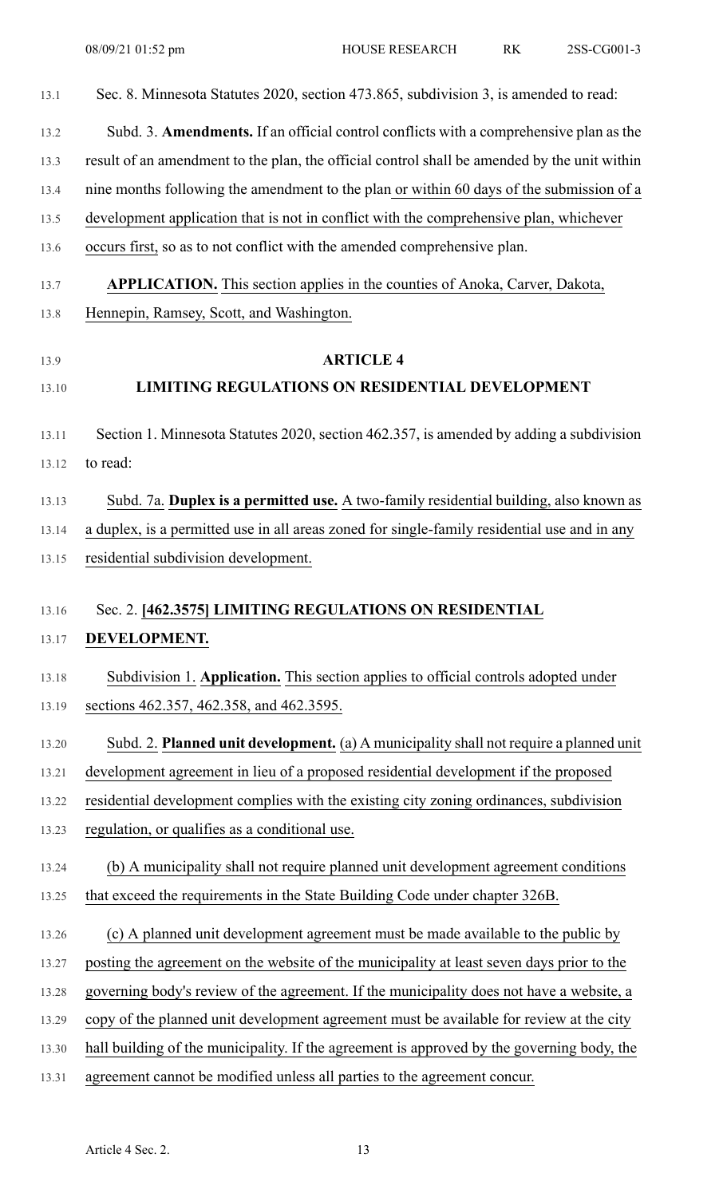Sec. 8. Minnesota Statutes 2020, section 473.865, subdivision 3, is amended to read:

Subd. 3. **Amendments.** If an official control conflicts with a comprehensive plan as the result of an amendment to the plan, the official control shall be amended by the unit within nine months following the amendment to the plan or within 60 days of the submission of a development application that is not in conflict with the comprehensive plan, whichever occurs first, so as to not conflict with the amended comprehensive plan.

**APPLICATION.** This section applies in the counties of Anoka, Carver, Dakota, Hennepin, Ramsey, Scott, and Washington.

## ARTICLE 4

## LIMITING REGULATIONS ON RESIDENTIAL DEVELOPMENT

Section 1. Minnesota Statutes 2020, section 462.357, is amended by adding a subdivision to read:

Subd. 7a. **Duplex is a permitted use.** A two-family residential building, also known as a duplex, is a permitted use in all areas zoned for single-family residential use and in any residential subdivision development.

Sec. 2. **[462.3575] LIMITING REGULATIONS ON RESIDENTIAL DEVELOPMENT.**

Subdivision 1. **Application.** This section applies to official controls adopted under sections 462.357, 462.358, and 462.3595.

Subd. 2. **Planned unit development.** (a) A municipality shall not require a planned unit development agreement in lieu of a proposed residential development if the proposed residential development complies with the existing city zoning ordinances, subdivision regulation, or qualifies as a conditional use.

(b) A municipality shall not require planned unit development agreement conditions that exceed the requirements in the State Building Code under chapter 326B.

(c) A planned unit development agreement must be made available to the public by posting the agreement on the website of the municipality at least seven days prior to the governing body's review of the agreement. If the municipality does not have a website, a copy of the planned unit development agreement must be available for review at the city hall building of the municipality. If the agreement is approved by the governing body, the agreement cannot be modified unless all parties to the agreement concur.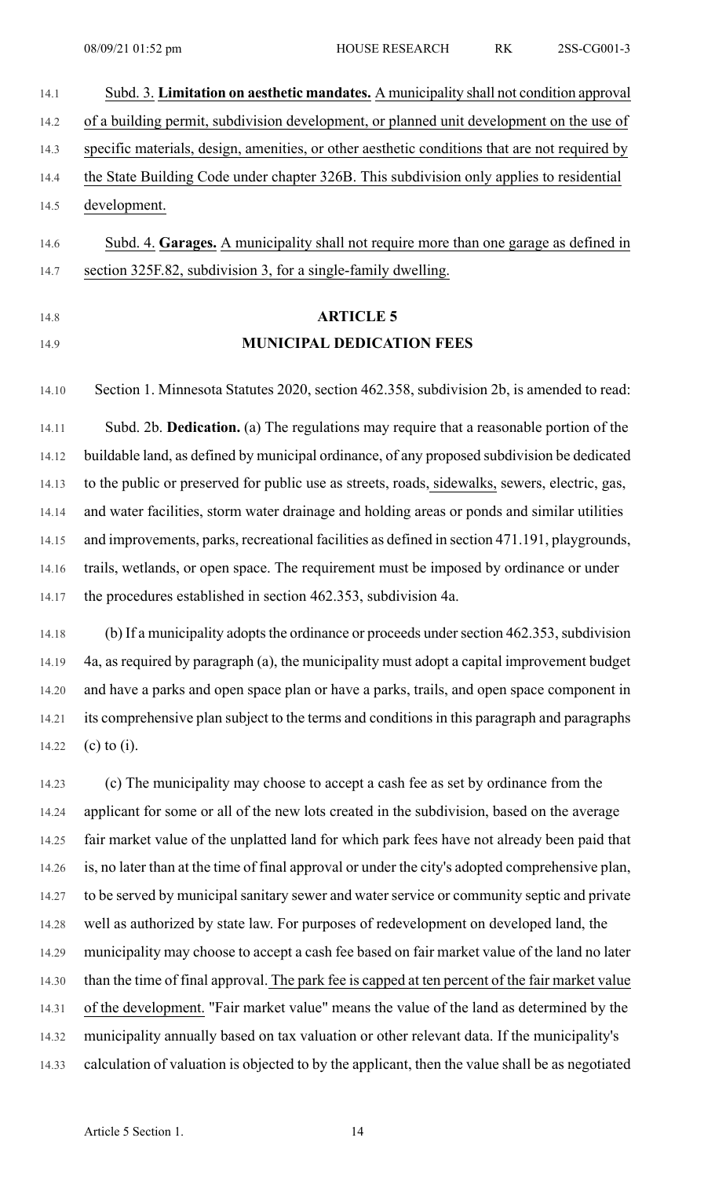Subd. 3. **Limitation on aesthetic mandates.** A municipality shall not condition approval of a building permit, subdivision development, or planned unit development on the use of specific materials, design, amenities, or other aesthetic conditions that are not required by the State Building Code under chapter 326B. This subdivision only applies to residential development.

Subd. 4. **Garages.** A municipality shall not require more than one garage as defined in section 325F.82, subdivision 3, for a single-family dwelling.

## ARTICLE 5

## MUNICIPAL DEDICATION FEES

Section 1. Minnesota Statutes 2020, section 462.358, subdivision 2b, is amended to read:

Subd. 2b. **Dedication.** (a) The regulations may require that a reasonable portion of the buildable land, as defined by municipal ordinance, of any proposed subdivision be dedicated to the public or preserved for public use as streets, roads, sidewalks, sewers, electric, gas, and water facilities, storm water drainage and holding areas or ponds and similar utilities and improvements, parks, recreational facilities as defined in section 471.191, playgrounds, trails, wetlands, or open space. The requirement must be imposed by ordinance or under the procedures established in section 462.353, subdivision 4a.

(b) If a municipality adopts the ordinance or proceeds under section 462.353, subdivision 4a, as required by paragraph (a), the municipality must adopt a capital improvement budget and have a parks and open space plan or have a parks, trails, and open space component in its comprehensive plan subject to the terms and conditions in this paragraph and paragraphs (c) to (i).

(c) The municipality may choose to accept a cash fee as set by ordinance from the applicant for some or all of the new lots created in the subdivision, based on the average fair market value of the unplatted land for which park fees have not already been paid that is, no later than at the time of final approval or under the city's adopted comprehensive plan, to be served by municipal sanitary sewer and water service or community septic and private well as authorized by state law. For purposes of redevelopment on developed land, the municipality may choose to accept a cash fee based on fair market value of the land no later than the time of final approval. The park fee is capped at ten percent of the fair market value of the development. "Fair market value" means the value of the land as determined by the municipality annually based on tax valuation or other relevant data. If the municipality's calculation of valuation is objected to by the applicant, then the value shall be as negotiated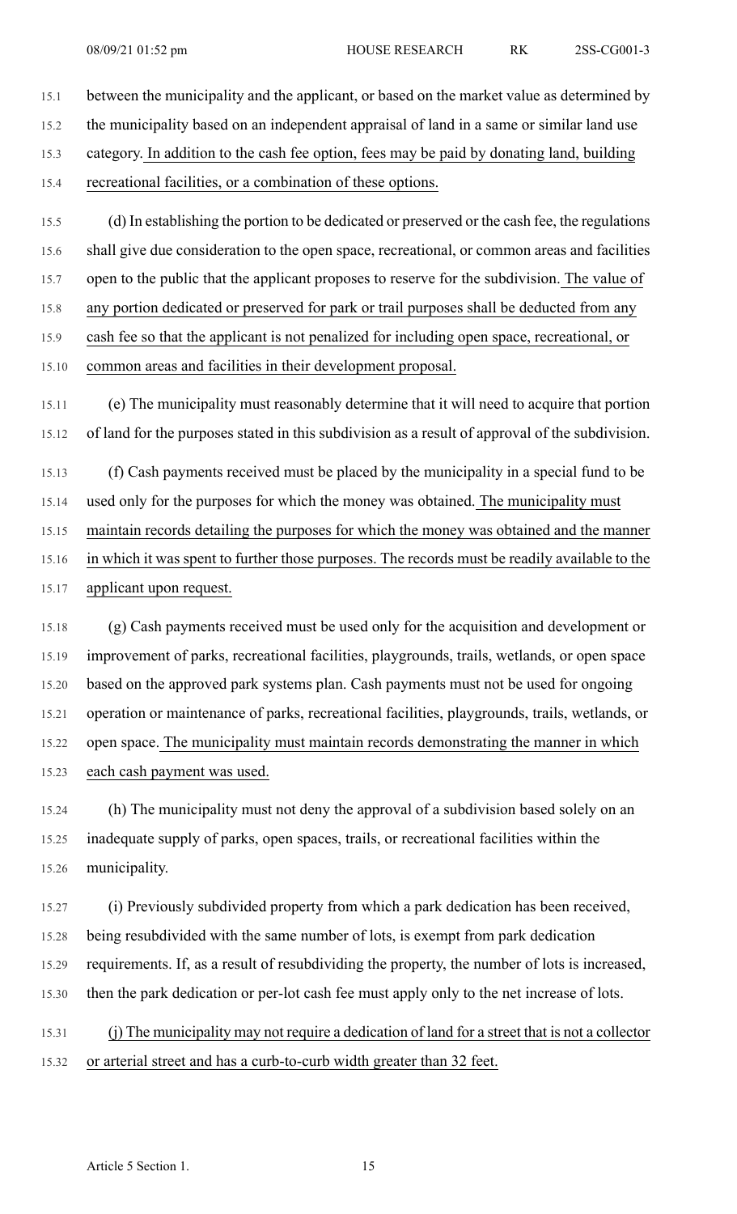between the municipality and the applicant, or based on the market value as determined by the municipality based on an independent appraisal of land in a same or similar land use category. In addition to the cash fee option, fees may be paid by donating land, building recreational facilities, or a combination of these options.

(d) In establishing the portion to be dedicated or preserved or the cash fee, the regulations shall give due consideration to the open space, recreational, or common areas and facilities open to the public that the applicant proposes to reserve for the subdivision. The value of any portion dedicated or preserved for park or trail purposes shall be deducted from any cash fee so that the applicant is not penalized for including open space, recreational, or common areas and facilities in their development proposal.

(e) The municipality must reasonably determine that it will need to acquire that portion of land for the purposes stated in this subdivision as a result of approval of the subdivision.

(f) Cash payments received must be placed by the municipality in a special fund to be used only for the purposes for which the money was obtained. The municipality must maintain records detailing the purposes for which the money was obtained and the manner in which it was spent to further those purposes. The records must be readily available to the applicant upon request.

(g) Cash payments received must be used only for the acquisition and development or improvement of parks, recreational facilities, playgrounds, trails, wetlands, or open space based on the approved park systems plan. Cash payments must not be used for ongoing operation or maintenance of parks, recreational facilities, playgrounds, trails, wetlands, or open space. The municipality must maintain records demonstrating the manner in which each cash payment was used.

(h) The municipality must not deny the approval of a subdivision based solely on an inadequate supply of parks, open spaces, trails, or recreational facilities within the municipality.

(i) Previously subdivided property from which a park dedication has been received, being resubdivided with the same number of lots, is exempt from park dedication requirements. If, as a result of resubdividing the property, the number of lots is increased, then the park dedication or per-lot cash fee must apply only to the net increase of lots.

(j) The municipality may not require a dedication of land for a street that is not a collector or arterial street and has a curb-to-curb width greater than 32 feet.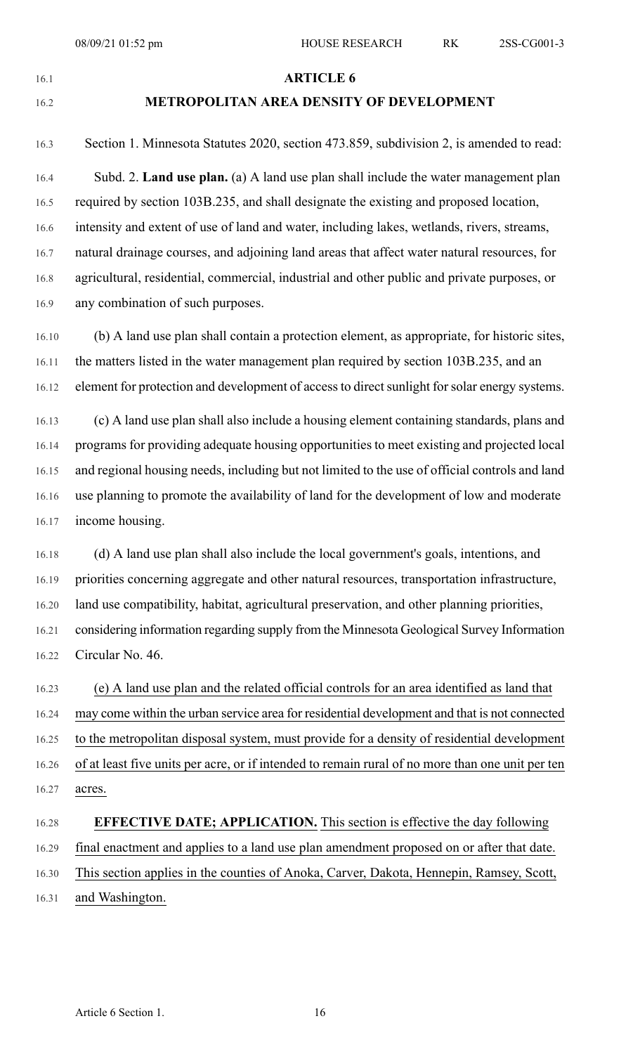## ARTICLE 6

## METROPOLITAN AREA DENSITY OF DEVELOPMENT

Section 1. Minnesota Statutes 2020, section 473.859, subdivision 2, is amended to read:

Subd. 2. **Land use plan.** (a) A land use plan shall include the water management plan required by section 103B.235, and shall designate the existing and proposed location, intensity and extent of use of land and water, including lakes, wetlands, rivers, streams, natural drainage courses, and adjoining land areas that affect water natural resources, for agricultural, residential, commercial, industrial and other public and private purposes, or any combination of such purposes.

(b) A land use plan shall contain a protection element, as appropriate, for historic sites, the matters listed in the water management plan required by section 103B.235, and an element for protection and development of access to direct sunlight for solar energy systems.

(c) A land use plan shall also include a housing element containing standards, plans and programs for providing adequate housing opportunities to meet existing and projected local and regional housing needs, including but not limited to the use of official controls and land use planning to promote the availability of land for the development of low and moderate income housing.

(d) A land use plan shall also include the local government's goals, intentions, and priorities concerning aggregate and other natural resources, transportation infrastructure, land use compatibility, habitat, agricultural preservation, and other planning priorities, considering information regarding supply from the Minnesota Geological Survey Information Circular No. 46.

(e) A land use plan and the related official controls for an area identified as land that may come within the urban service area for residential development and that is not connected to the metropolitan disposal system, must provide for a density of residential development of at least five units per acre, or if intended to remain rural of no more than one unit per ten acres.

**EFFECTIVE DATE; APPLICATION.** This section is effective the day following final enactment and applies to a land use plan amendment proposed on or after that date. This section applies in the counties of Anoka, Carver, Dakota, Hennepin, Ramsey, Scott, and Washington.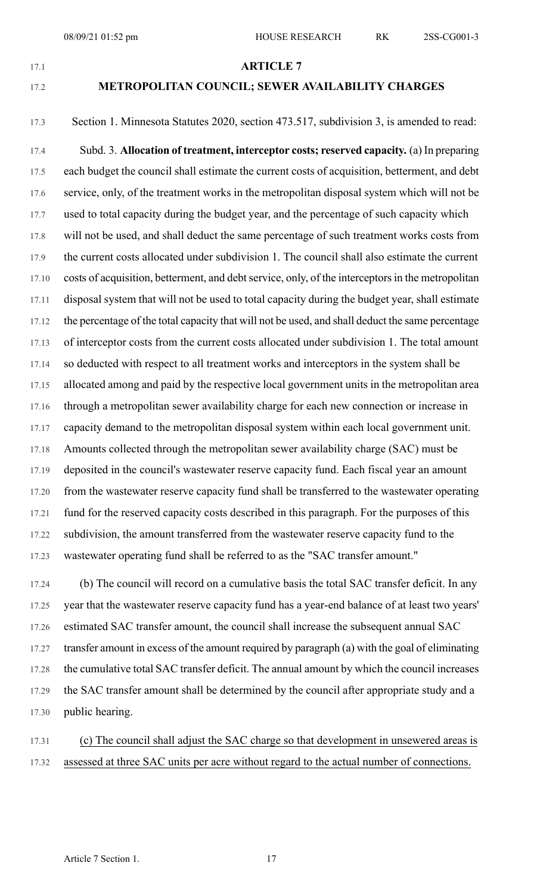## ARTICLE 7

## METROPOLITAN COUNCIL; SEWER AVAILABILITY CHARGES

Section 1. Minnesota Statutes 2020, section 473.517, subdivision 3, is amended to read:

Subd. 3. **Allocation of treatment, interceptor costs; reserved capacity.** (a) In preparing each budget the council shall estimate the current costs of acquisition, betterment, and debt service, only, of the treatment works in the metropolitan disposal system which will not be used to total capacity during the budget year, and the percentage of such capacity which will not be used, and shall deduct the same percentage of such treatment works costs from the current costs allocated under subdivision 1. The council shall also estimate the current costs of acquisition, betterment, and debt service, only, of the interceptors in the metropolitan disposal system that will not be used to total capacity during the budget year, shall estimate the percentage of the total capacity that will not be used, and shall deduct the same percentage of interceptor costs from the current costs allocated under subdivision 1. The total amount so deducted with respect to all treatment works and interceptors in the system shall be allocated among and paid by the respective local government units in the metropolitan area through a metropolitan sewer availability charge for each new connection or increase in capacity demand to the metropolitan disposal system within each local government unit. Amounts collected through the metropolitan sewer availability charge (SAC) must be deposited in the council's wastewater reserve capacity fund. Each fiscal year an amount from the wastewater reserve capacity fund shall be transferred to the wastewater operating fund for the reserved capacity costs described in this paragraph. For the purposes of this subdivision, the amount transferred from the wastewater reserve capacity fund to the wastewater operating fund shall be referred to as the "SAC transfer amount."

(b) The council will record on a cumulative basis the total SAC transfer deficit. In any year that the wastewater reserve capacity fund has a year-end balance of at least two years' estimated SAC transfer amount, the council shall increase the subsequent annual SAC transfer amount in excess of the amount required by paragraph (a) with the goal of eliminating the cumulative total SAC transfer deficit. The annual amount by which the council increases the SAC transfer amount shall be determined by the council after appropriate study and a public hearing.

<u>(c) The council shall adjust the SAC charge so that development in unsewered areas is assessed at three SAC units per acre without regard to the actual number of connections.</u>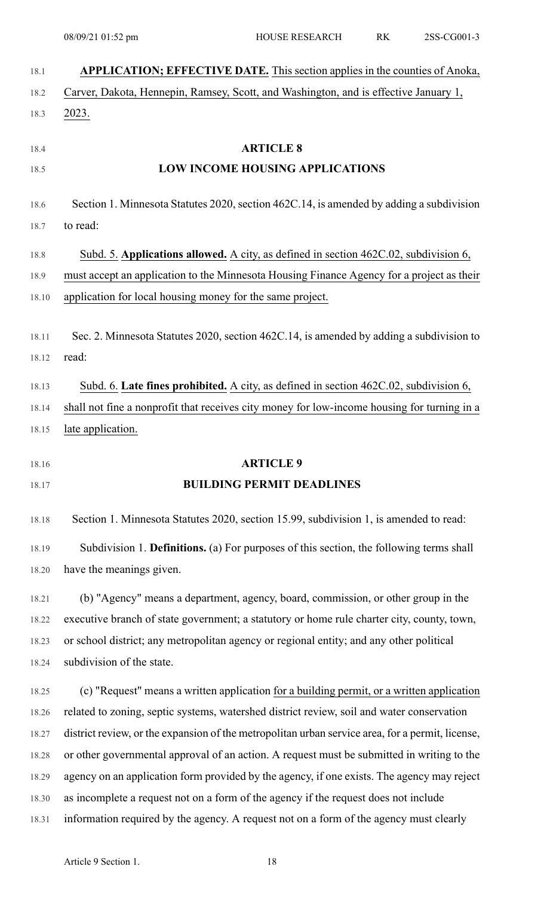**APPLICATION; EFFECTIVE DATE.** This section applies in the counties of Anoka, Carver, Dakota, Hennepin, Ramsey, Scott, and Washington, and is effective January 1, 2023.

## ARTICLE 8
## LOW INCOME HOUSING APPLICATIONS

Section 1. Minnesota Statutes 2020, section 462C.14, is amended by adding a subdivision to read:

Subd. 5. **Applications allowed.** A city, as defined in section 462C.02, subdivision 6, must accept an application to the Minnesota Housing Finance Agency for a project as their application for local housing money for the same project.

Sec. 2. Minnesota Statutes 2020, section 462C.14, is amended by adding a subdivision to read:

Subd. 6. **Late fines prohibited.** A city, as defined in section 462C.02, subdivision 6, shall not fine a nonprofit that receives city money for low-income housing for turning in a late application.

## ARTICLE 9
## BUILDING PERMIT DEADLINES

Section 1. Minnesota Statutes 2020, section 15.99, subdivision 1, is amended to read:

Subdivision 1. **Definitions.** (a) For purposes of this section, the following terms shall have the meanings given.

(b) "Agency" means a department, agency, board, commission, or other group in the executive branch of state government; a statutory or home rule charter city, county, town, or school district; any metropolitan agency or regional entity; and any other political subdivision of the state.

(c) "Request" means a written application for a building permit, or a written application related to zoning, septic systems, watershed district review, soil and water conservation district review, or the expansion of the metropolitan urban service area, for a permit, license, or other governmental approval of an action. A request must be submitted in writing to the agency on an application form provided by the agency, if one exists. The agency may reject as incomplete a request not on a form of the agency if the request does not include information required by the agency. A request not on a form of the agency must clearly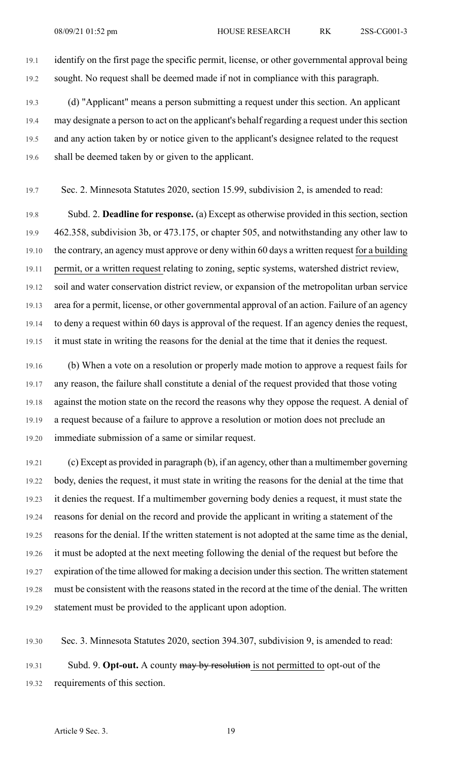identify on the first page the specific permit, license, or other governmental approval being sought. No request shall be deemed made if not in compliance with this paragraph.

(d) "Applicant" means a person submitting a request under this section. An applicant may designate a person to act on the applicant's behalf regarding a request under this section and any action taken by or notice given to the applicant's designee related to the request shall be deemed taken by or given to the applicant.

Sec. 2. Minnesota Statutes 2020, section 15.99, subdivision 2, is amended to read:

Subd. 2. **Deadline for response.** (a) Except as otherwise provided in this section, section 462.358, subdivision 3b, or 473.175, or chapter 505, and notwithstanding any other law to the contrary, an agency must approve or deny within 60 days a written request <u>for a building permit, or a written request</u> relating to zoning, septic systems, watershed district review, soil and water conservation district review, or expansion of the metropolitan urban service area for a permit, license, or other governmental approval of an action. Failure of an agency to deny a request within 60 days is approval of the request. If an agency denies the request, it must state in writing the reasons for the denial at the time that it denies the request.

(b) When a vote on a resolution or properly made motion to approve a request fails for any reason, the failure shall constitute a denial of the request provided that those voting against the motion state on the record the reasons why they oppose the request. A denial of a request because of a failure to approve a resolution or motion does not preclude an immediate submission of a same or similar request.

(c) Except as provided in paragraph (b), if an agency, other than a multimember governing body, denies the request, it must state in writing the reasons for the denial at the time that it denies the request. If a multimember governing body denies a request, it must state the reasons for denial on the record and provide the applicant in writing a statement of the reasons for the denial. If the written statement is not adopted at the same time as the denial, it must be adopted at the next meeting following the denial of the request but before the expiration of the time allowed for making a decision under this section. The written statement must be consistent with the reasons stated in the record at the time of the denial. The written statement must be provided to the applicant upon adoption.

Sec. 3. Minnesota Statutes 2020, section 394.307, subdivision 9, is amended to read:

Subd. 9. **Opt-out.** A county ~~may by resolution~~ <u>is not permitted to</u> opt-out of the requirements of this section.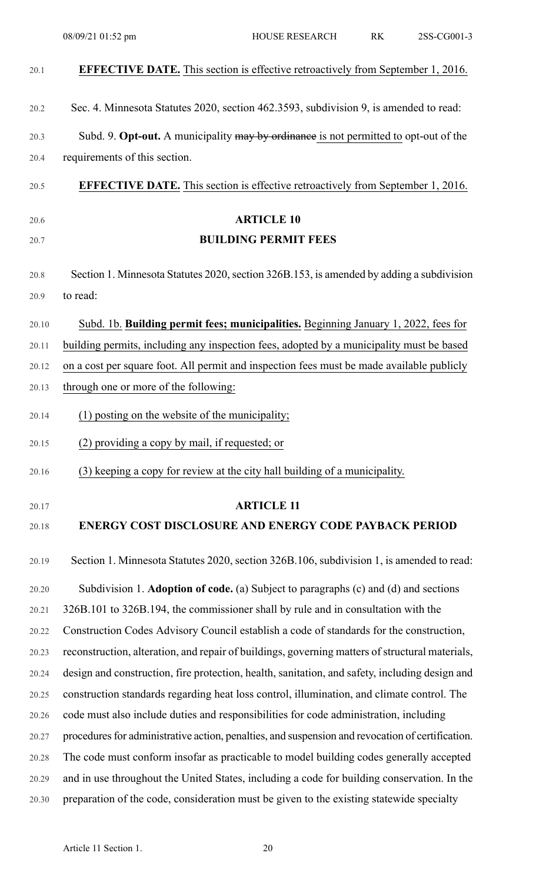**EFFECTIVE DATE.** This section is effective retroactively from September 1, 2016.

Sec. 4. Minnesota Statutes 2020, section 462.3593, subdivision 9, is amended to read:

Subd. 9. **Opt-out.** A municipality ~~may by ordinance~~ is not permitted to opt-out of the requirements of this section.

**EFFECTIVE DATE.** This section is effective retroactively from September 1, 2016.

## ARTICLE 10

## BUILDING PERMIT FEES

Section 1. Minnesota Statutes 2020, section 326B.153, is amended by adding a subdivision to read:

Subd. 1b. **Building permit fees; municipalities.** Beginning January 1, 2022, fees for building permits, including any inspection fees, adopted by a municipality must be based on a cost per square foot. All permit and inspection fees must be made available publicly through one or more of the following:

(1) posting on the website of the municipality;

(2) providing a copy by mail, if requested; or

(3) keeping a copy for review at the city hall building of a municipality.

## ARTICLE 11

## ENERGY COST DISCLOSURE AND ENERGY CODE PAYBACK PERIOD

Section 1. Minnesota Statutes 2020, section 326B.106, subdivision 1, is amended to read:

Subdivision 1. **Adoption of code.** (a) Subject to paragraphs (c) and (d) and sections 326B.101 to 326B.194, the commissioner shall by rule and in consultation with the Construction Codes Advisory Council establish a code of standards for the construction, reconstruction, alteration, and repair of buildings, governing matters of structural materials, design and construction, fire protection, health, sanitation, and safety, including design and construction standards regarding heat loss control, illumination, and climate control. The code must also include duties and responsibilities for code administration, including procedures for administrative action, penalties, and suspension and revocation of certification. The code must conform insofar as practicable to model building codes generally accepted and in use throughout the United States, including a code for building conservation. In the preparation of the code, consideration must be given to the existing statewide specialty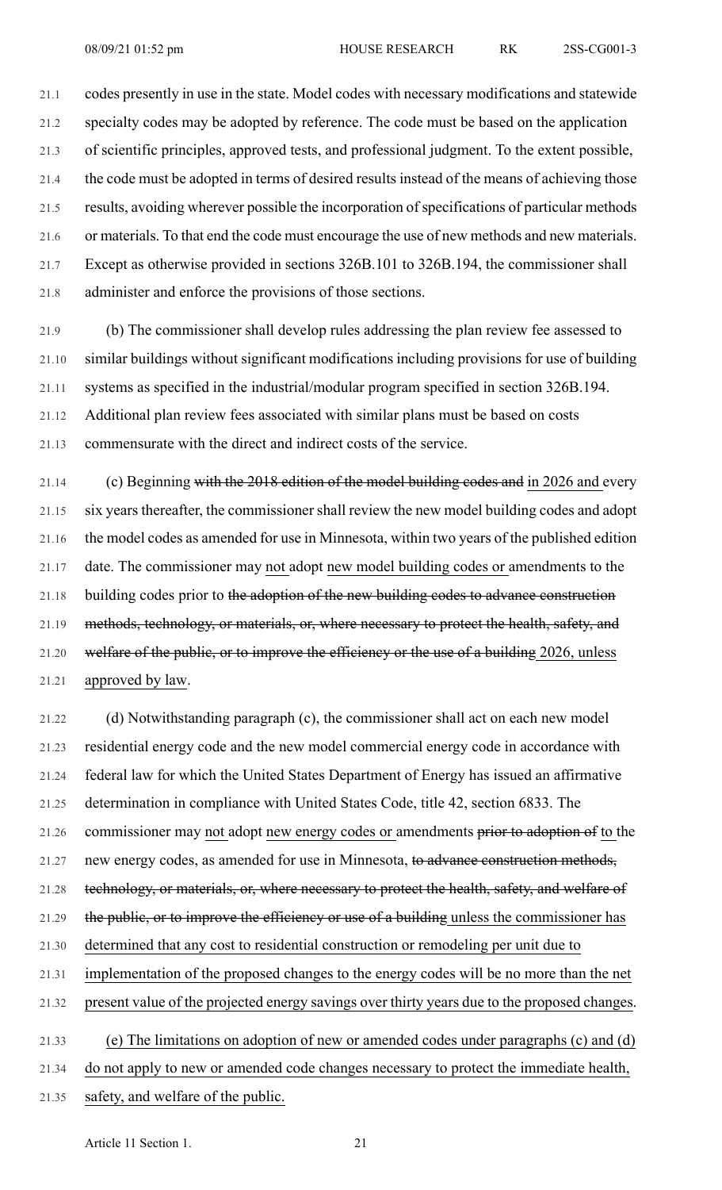codes presently in use in the state. Model codes with necessary modifications and statewide specialty codes may be adopted by reference. The code must be based on the application of scientific principles, approved tests, and professional judgment. To the extent possible, the code must be adopted in terms of desired results instead of the means of achieving those results, avoiding wherever possible the incorporation of specifications of particular methods or materials. To that end the code must encourage the use of new methods and new materials. Except as otherwise provided in sections 326B.101 to 326B.194, the commissioner shall administer and enforce the provisions of those sections.

(b) The commissioner shall develop rules addressing the plan review fee assessed to similar buildings without significant modifications including provisions for use of building systems as specified in the industrial/modular program specified in section 326B.194. Additional plan review fees associated with similar plans must be based on costs commensurate with the direct and indirect costs of the service.

(c) Beginning ~~with the 2018 edition of the model building codes and~~ <u>in 2026 and</u> every six years thereafter, the commissioner shall review the new model building codes and adopt the model codes as amended for use in Minnesota, within two years of the published edition date. The commissioner may <u>not</u> adopt <u>new model building codes or</u> amendments to the building codes prior to ~~the adoption of the new building codes to advance construction methods, technology, or materials, or, where necessary to protect the health, safety, and welfare of the public, or to improve the efficiency or the use of a building~~ <u>2026, unless approved by law</u>.

(d) Notwithstanding paragraph (c), the commissioner shall act on each new model residential energy code and the new model commercial energy code in accordance with federal law for which the United States Department of Energy has issued an affirmative determination in compliance with United States Code, title 42, section 6833. The commissioner may <u>not</u> adopt <u>new energy codes or</u> amendments ~~prior to adoption of~~ <u>to</u> the new energy codes, as amended for use in Minnesota, ~~to advance construction methods, technology, or materials, or, where necessary to protect the health, safety, and welfare of the public, or to improve the efficiency or use of a building~~ <u>unless the commissioner has determined that any cost to residential construction or remodeling per unit due to implementation of the proposed changes to the energy codes will be no more than the net present value of the projected energy savings over thirty years due to the proposed changes</u>.

<u>(e) The limitations on adoption of new or amended codes under paragraphs (c) and (d) do not apply to new or amended code changes necessary to protect the immediate health, safety, and welfare of the public.</u>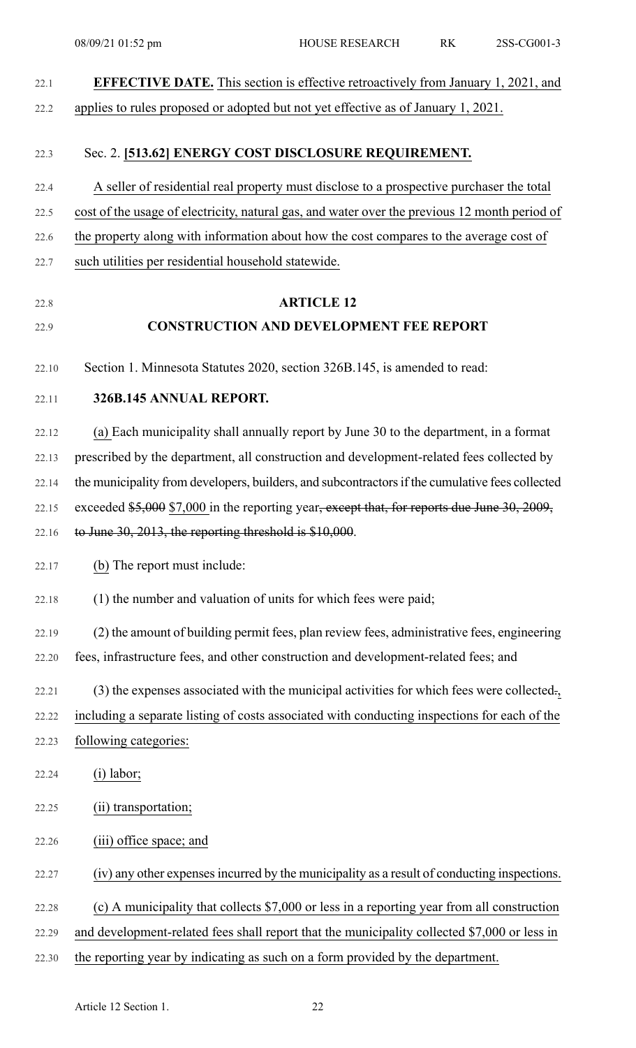**EFFECTIVE DATE.** This section is effective retroactively from January 1, 2021, and applies to rules proposed or adopted but not yet effective as of January 1, 2021.

Sec. 2. **[513.62] ENERGY COST DISCLOSURE REQUIREMENT.**

A seller of residential real property must disclose to a prospective purchaser the total cost of the usage of electricity, natural gas, and water over the previous 12 month period of the property along with information about how the cost compares to the average cost of such utilities per residential household statewide.

## ARTICLE 12

## CONSTRUCTION AND DEVELOPMENT FEE REPORT

Section 1. Minnesota Statutes 2020, section 326B.145, is amended to read:

**326B.145 ANNUAL REPORT.**

(a) Each municipality shall annually report by June 30 to the department, in a format prescribed by the department, all construction and development-related fees collected by the municipality from developers, builders, and subcontractors if the cumulative fees collected exceeded ~~$5,000~~ $7,000 in the reporting year~~, except that, for reports due June 30, 2009, to June 30, 2013, the reporting threshold is $10,000~~.

(b) The report must include:

(1) the number and valuation of units for which fees were paid;

(2) the amount of building permit fees, plan review fees, administrative fees, engineering fees, infrastructure fees, and other construction and development-related fees; and

(3) the expenses associated with the municipal activities for which fees were collected~~.~~, including a separate listing of costs associated with conducting inspections for each of the following categories:

(i) labor;

(ii) transportation;

(iii) office space; and

(iv) any other expenses incurred by the municipality as a result of conducting inspections.

(c) A municipality that collects $7,000 or less in a reporting year from all construction and development-related fees shall report that the municipality collected $7,000 or less in the reporting year by indicating as such on a form provided by the department.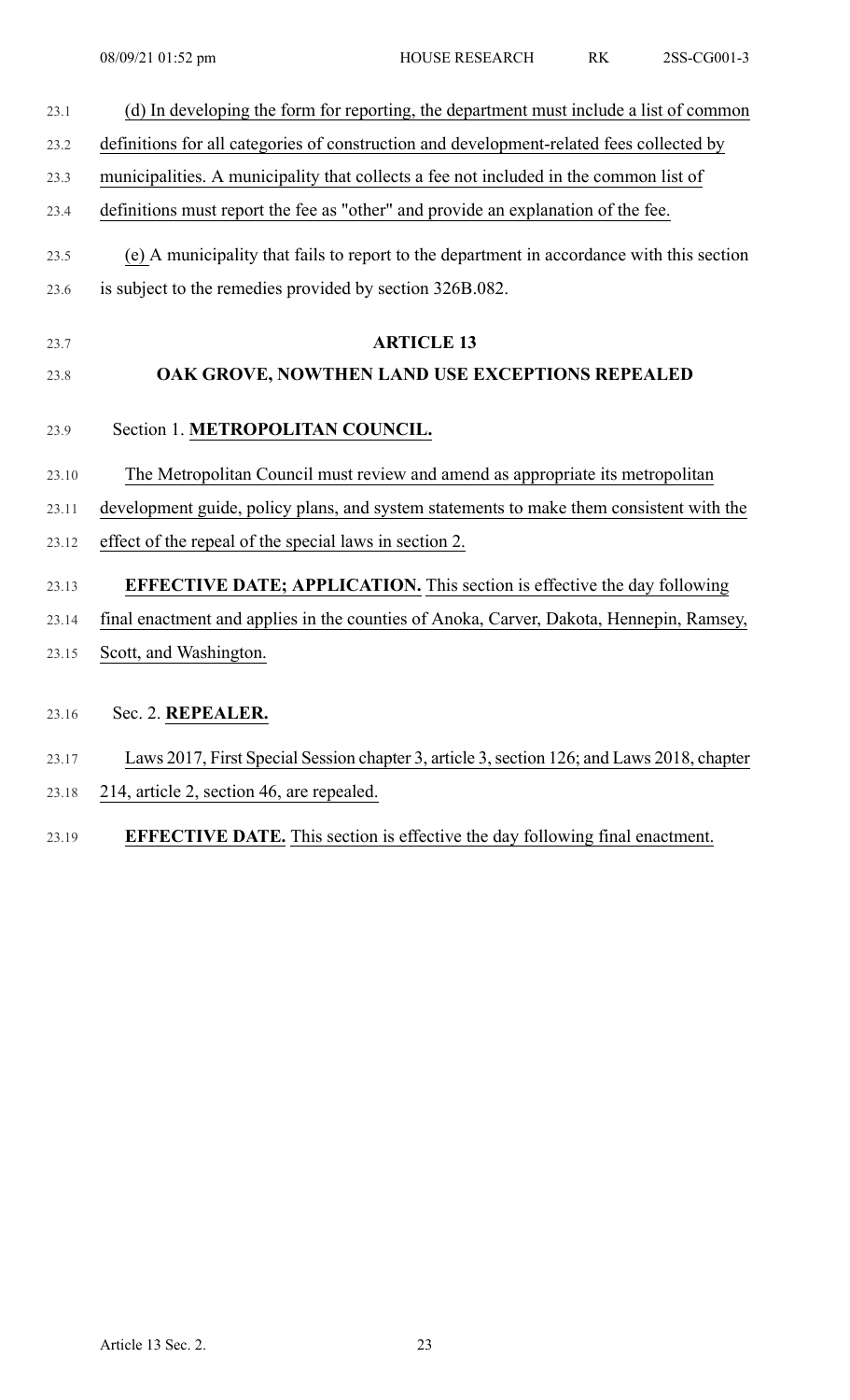(d) In developing the form for reporting, the department must include a list of common definitions for all categories of construction and development-related fees collected by municipalities. A municipality that collects a fee not included in the common list of definitions must report the fee as "other" and provide an explanation of the fee.

(e) A municipality that fails to report to the department in accordance with this section is subject to the remedies provided by section 326B.082.

## ARTICLE 13

## OAK GROVE, NOWTHEN LAND USE EXCEPTIONS REPEALED

Section 1. **METROPOLITAN COUNCIL.**

The Metropolitan Council must review and amend as appropriate its metropolitan development guide, policy plans, and system statements to make them consistent with the effect of the repeal of the special laws in section 2.

**EFFECTIVE DATE; APPLICATION.** This section is effective the day following final enactment and applies in the counties of Anoka, Carver, Dakota, Hennepin, Ramsey, Scott, and Washington.

Sec. 2. **REPEALER.**

Laws 2017, First Special Session chapter 3, article 3, section 126; and Laws 2018, chapter 214, article 2, section 46, are repealed.

**EFFECTIVE DATE.** This section is effective the day following final enactment.